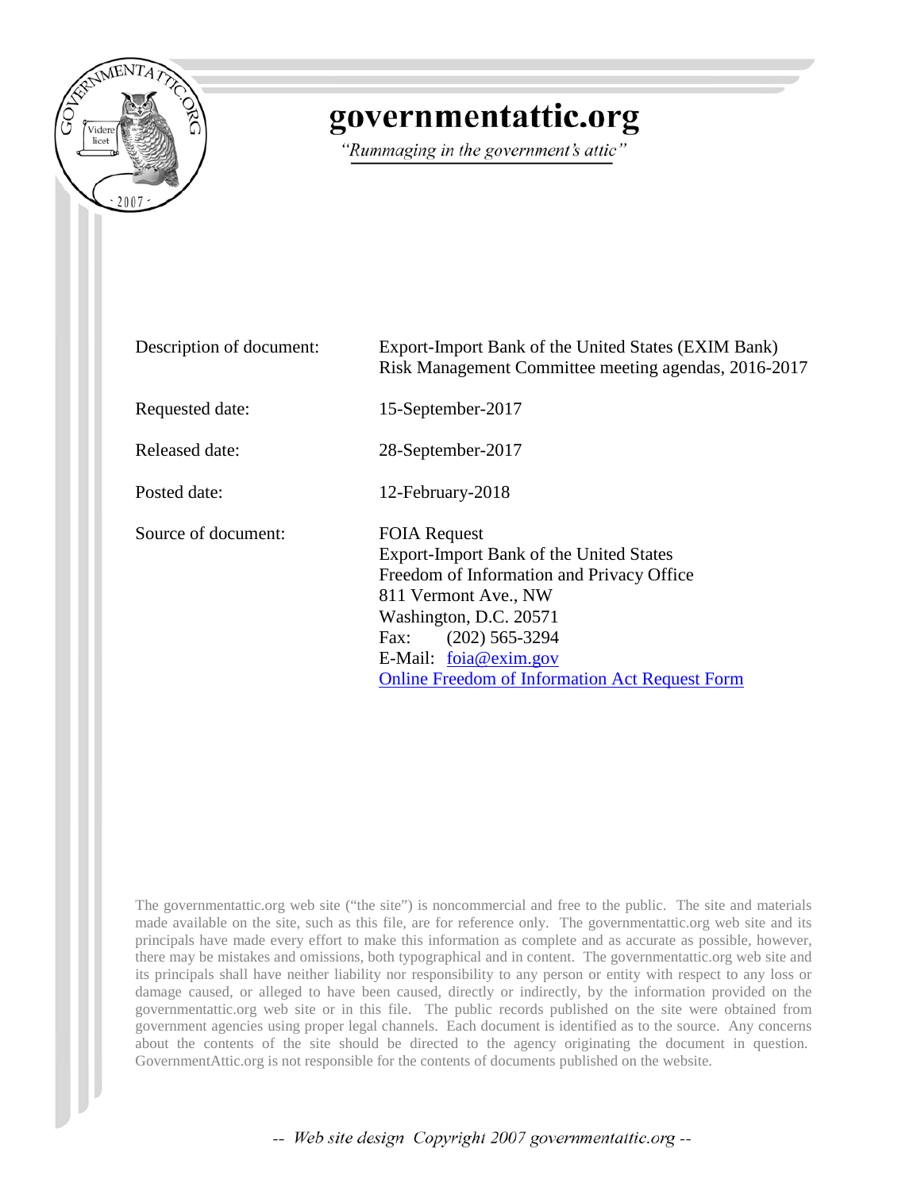# governmentattic.org

*"Rummaging in the government's attic"*

| | |
|---|---|
| Description of document: | Export-Import Bank of the United States (EXIM Bank) Risk Management Committee meeting agendas, 2016-2017 |
| Requested date: | 15-September-2017 |
| Released date: | 28-September-2017 |
| Posted date: | 12-February-2018 |
| Source of document: | FOIA Request<br>Export-Import Bank of the United States<br>Freedom of Information and Privacy Office<br>811 Vermont Ave., NW<br>Washington, D.C. 20571<br>Fax: (202) 565-3294<br>E-Mail: foia@exim.gov<br>Online Freedom of Information Act Request Form |

The governmentattic.org web site ("the site") is noncommercial and free to the public. The site and materials made available on the site, such as this file, are for reference only. The governmentattic.org web site and its principals have made every effort to make this information as complete and as accurate as possible, however, there may be mistakes and omissions, both typographical and in content. The governmentattic.org web site and its principals shall have neither liability nor responsibility to any person or entity with respect to any loss or damage caused, or alleged to have been caused, directly or indirectly, by the information provided on the governmentattic.org web site or in this file. The public records published on the site were obtained from government agencies using proper legal channels. Each document is identified as to the source. Any concerns about the contents of the site should be directed to the agency originating the document in question. GovernmentAttic.org is not responsible for the contents of documents published on the website.

-- Web site design Copyright 2007 governmentattic.org --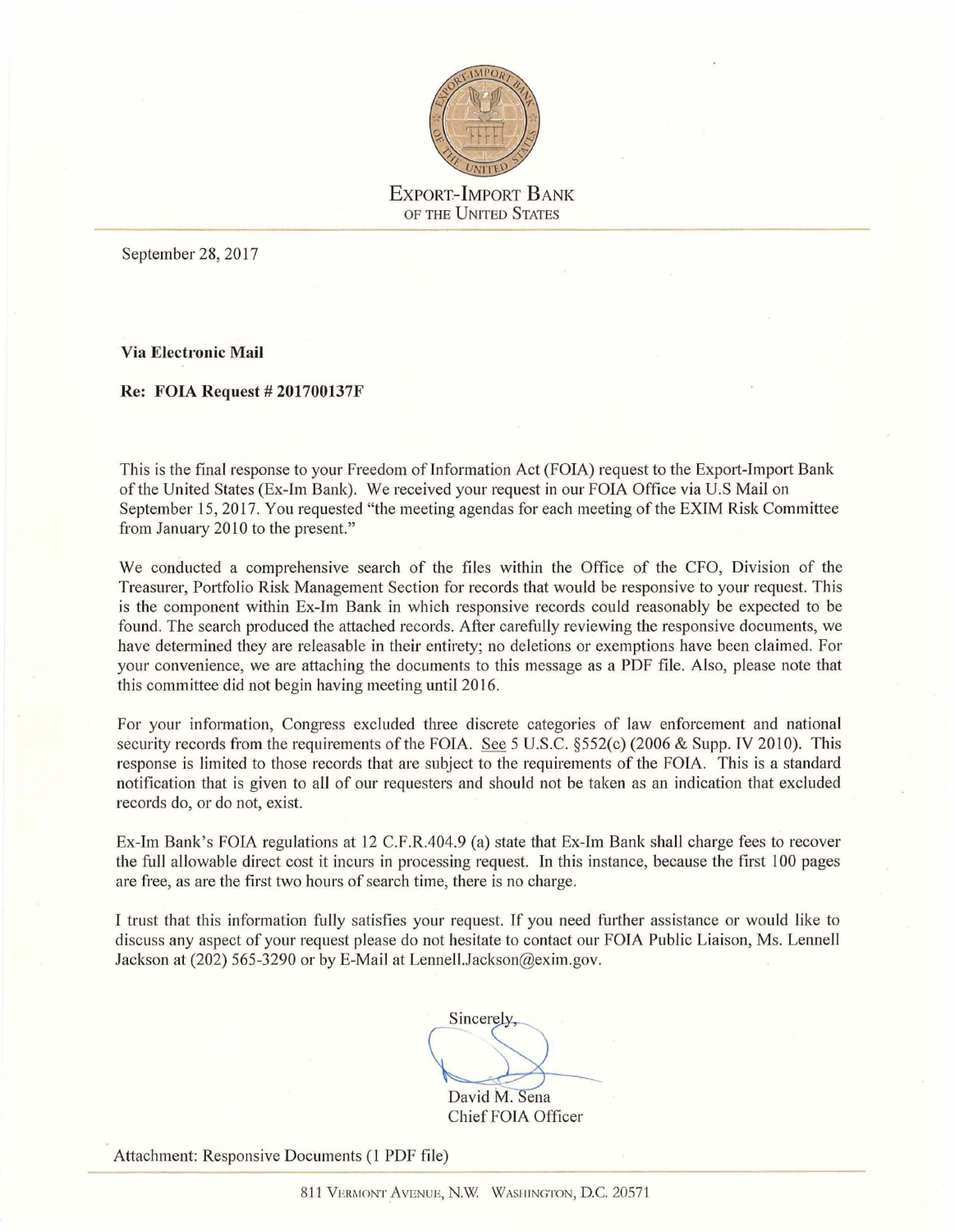EXPORT-IMPORT BANK
OF THE UNITED STATES

September 28, 2017

**Via Electronic Mail**

**Re: FOIA Request # 201700137F**

This is the final response to your Freedom of Information Act (FOIA) request to the Export-Import Bank of the United States (Ex-Im Bank). We received your request in our FOIA Office via U.S Mail on September 15, 2017. You requested "the meeting agendas for each meeting of the EXIM Risk Committee from January 2010 to the present."

We conducted a comprehensive search of the files within the Office of the CFO, Division of the Treasurer, Portfolio Risk Management Section for records that would be responsive to your request. This is the component within Ex-Im Bank in which responsive records could reasonably be expected to be found. The search produced the attached records. After carefully reviewing the responsive documents, we have determined they are releasable in their entirety; no deletions or exemptions have been claimed. For your convenience, we are attaching the documents to this message as a PDF file. Also, please note that this committee did not begin having meeting until 2016.

For your information, Congress excluded three discrete categories of law enforcement and national security records from the requirements of the FOIA. See 5 U.S.C. §552(c) (2006 & Supp. IV 2010). This response is limited to those records that are subject to the requirements of the FOIA. This is a standard notification that is given to all of our requesters and should not be taken as an indication that excluded records do, or do not, exist.

Ex-Im Bank's FOIA regulations at 12 C.F.R.404.9 (a) state that Ex-Im Bank shall charge fees to recover the full allowable direct cost it incurs in processing request. In this instance, because the first 100 pages are free, as are the first two hours of search time, there is no charge.

I trust that this information fully satisfies your request. If you need further assistance or would like to discuss any aspect of your request please do not hesitate to contact our FOIA Public Liaison, Ms. Lennell Jackson at (202) 565-3290 or by E-Mail at Lennell.Jackson@exim.gov.

Sincerely,

David M. Sena
Chief FOIA Officer

Attachment: Responsive Documents (1 PDF file)

811 VERMONT AVENUE, N.W. WASHINGTON, D.C. 20571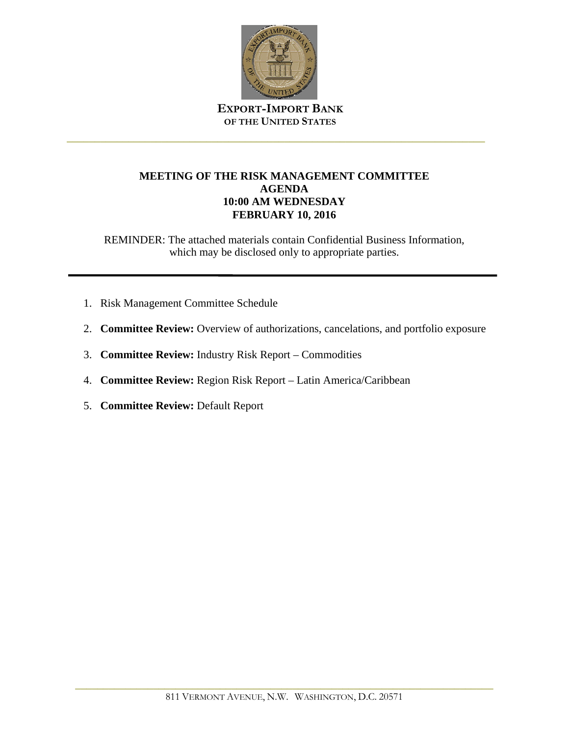**EXPORT-IMPORT BANK**
**OF THE UNITED STATES**

---

**MEETING OF THE RISK MANAGEMENT COMMITTEE**
**AGENDA**
**10:00 AM WEDNESDAY**
**FEBRUARY 10, 2016**

REMINDER: The attached materials contain Confidential Business Information, which may be disclosed only to appropriate parties.

---

1. Risk Management Committee Schedule
2. **Committee Review:** Overview of authorizations, cancelations, and portfolio exposure
3. **Committee Review:** Industry Risk Report – Commodities
4. **Committee Review:** Region Risk Report – Latin America/Caribbean
5. **Committee Review:** Default Report

---

811 VERMONT AVENUE, N.W. WASHINGTON, D.C. 20571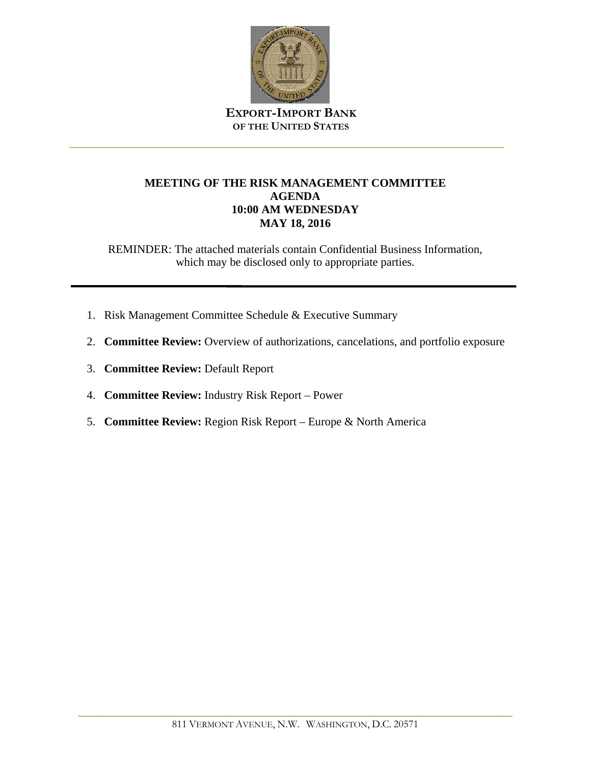**EXPORT-IMPORT BANK**
**OF THE UNITED STATES**

---

**MEETING OF THE RISK MANAGEMENT COMMITTEE**
**AGENDA**
**10:00 AM WEDNESDAY**
**MAY 18, 2016**

REMINDER: The attached materials contain Confidential Business Information, which may be disclosed only to appropriate parties.

---

1. Risk Management Committee Schedule & Executive Summary
2. **Committee Review:** Overview of authorizations, cancelations, and portfolio exposure
3. **Committee Review:** Default Report
4. **Committee Review:** Industry Risk Report – Power
5. **Committee Review:** Region Risk Report – Europe & North America

---

811 VERMONT AVENUE, N.W. WASHINGTON, D.C. 20571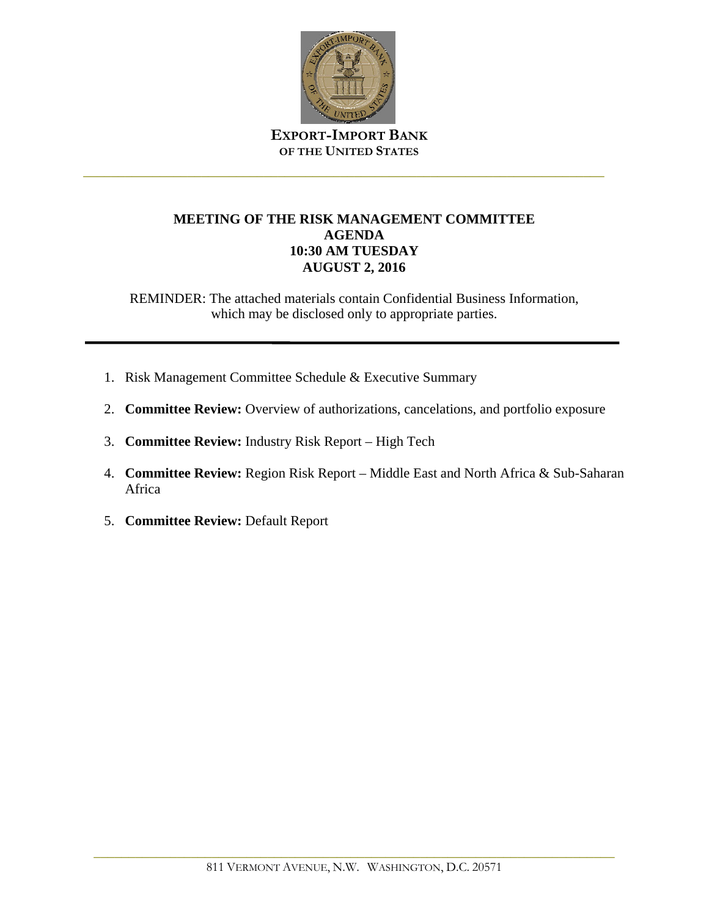**EXPORT-IMPORT BANK**
**OF THE UNITED STATES**

# MEETING OF THE RISK MANAGEMENT COMMITTEE
## AGENDA
## 10:30 AM TUESDAY
## AUGUST 2, 2016

REMINDER: The attached materials contain Confidential Business Information, which may be disclosed only to appropriate parties.

1. Risk Management Committee Schedule & Executive Summary
2. **Committee Review:** Overview of authorizations, cancelations, and portfolio exposure
3. **Committee Review:** Industry Risk Report – High Tech
4. **Committee Review:** Region Risk Report – Middle East and North Africa & Sub-Saharan Africa
5. **Committee Review:** Default Report

811 VERMONT AVENUE, N.W. WASHINGTON, D.C. 20571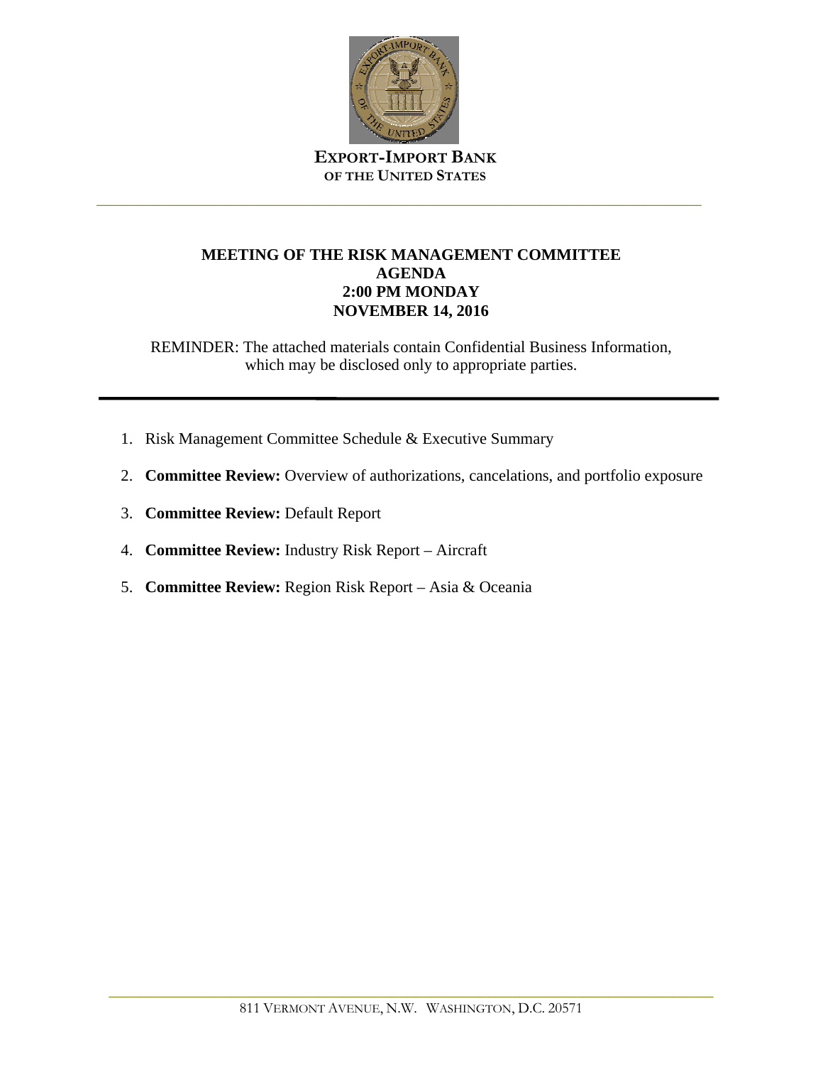**EXPORT-IMPORT BANK**
**OF THE UNITED STATES**

---

**MEETING OF THE RISK MANAGEMENT COMMITTEE**
**AGENDA**
**2:00 PM MONDAY**
**NOVEMBER 14, 2016**

REMINDER: The attached materials contain Confidential Business Information, which may be disclosed only to appropriate parties.

---

1. Risk Management Committee Schedule & Executive Summary
2. **Committee Review:** Overview of authorizations, cancelations, and portfolio exposure
3. **Committee Review:** Default Report
4. **Committee Review:** Industry Risk Report – Aircraft
5. **Committee Review:** Region Risk Report – Asia & Oceania

---

811 VERMONT AVENUE, N.W. WASHINGTON, D.C. 20571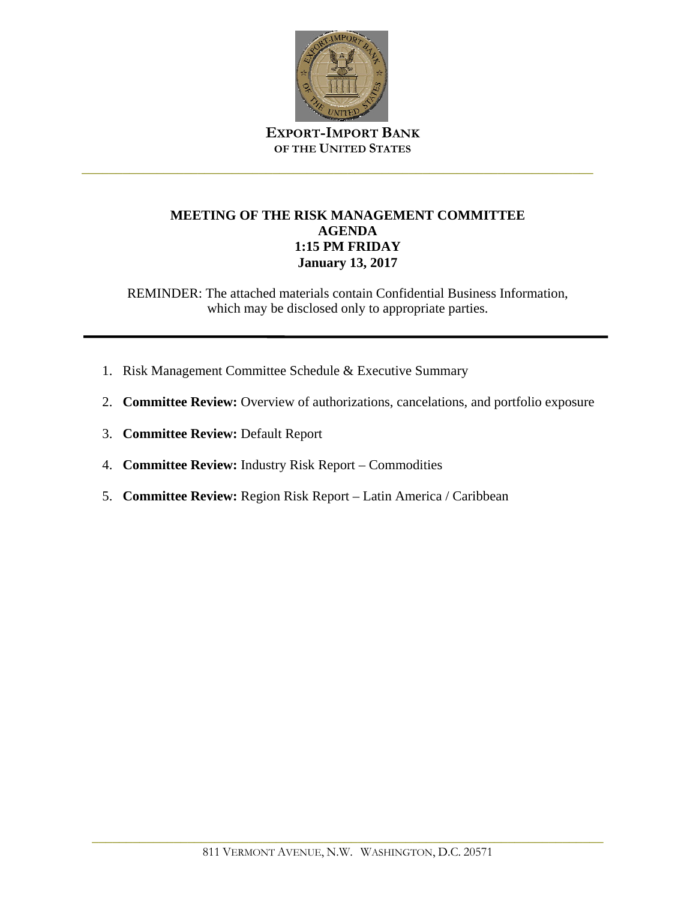**EXPORT-IMPORT BANK**
**OF THE UNITED STATES**

---

**MEETING OF THE RISK MANAGEMENT COMMITTEE**
**AGENDA**
**1:15 PM FRIDAY**
**January 13, 2017**

REMINDER: The attached materials contain Confidential Business Information, which may be disclosed only to appropriate parties.

---

1. Risk Management Committee Schedule & Executive Summary
2. **Committee Review:** Overview of authorizations, cancelations, and portfolio exposure
3. **Committee Review:** Default Report
4. **Committee Review:** Industry Risk Report – Commodities
5. **Committee Review:** Region Risk Report – Latin America / Caribbean

811 VERMONT AVENUE, N.W. WASHINGTON, D.C. 20571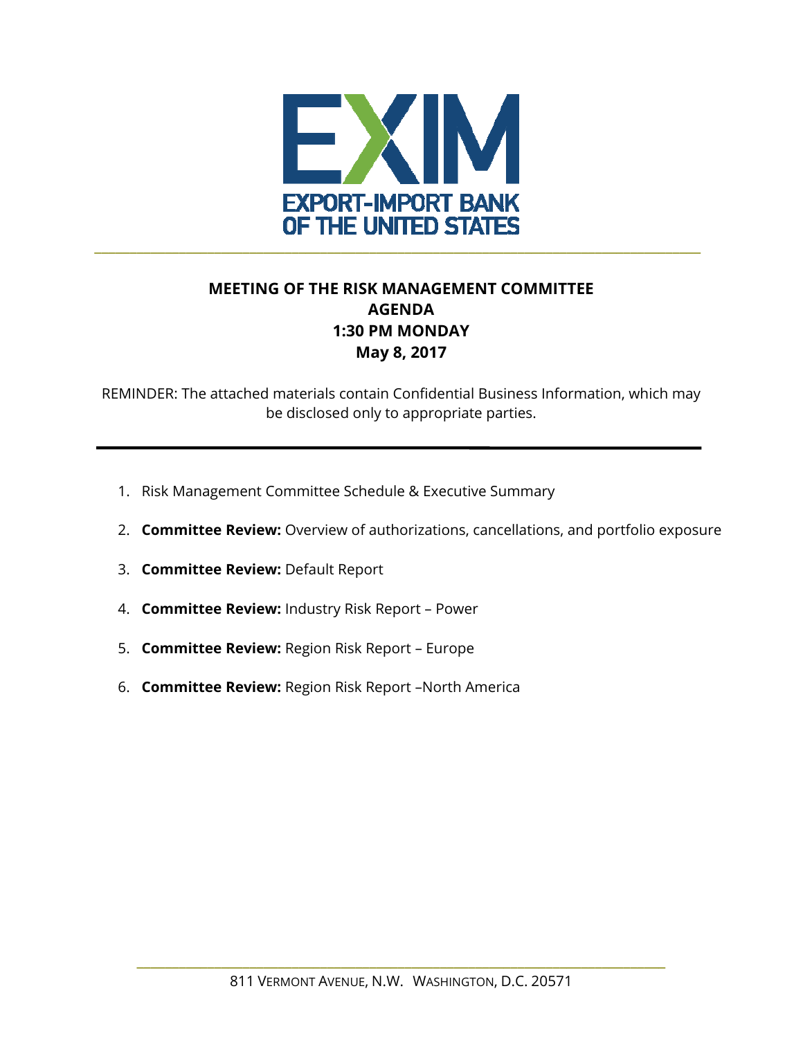EXIM

EXPORT-IMPORT BANK OF THE UNITED STATES

# MEETING OF THE RISK MANAGEMENT COMMITTEE
## AGENDA
## 1:30 PM MONDAY
## May 8, 2017

REMINDER: The attached materials contain Confidential Business Information, which may be disclosed only to appropriate parties.

1. Risk Management Committee Schedule & Executive Summary
2. **Committee Review:** Overview of authorizations, cancellations, and portfolio exposure
3. **Committee Review:** Default Report
4. **Committee Review:** Industry Risk Report – Power
5. **Committee Review:** Region Risk Report – Europe
6. **Committee Review:** Region Risk Report –North America

811 VERMONT AVENUE, N.W. WASHINGTON, D.C. 20571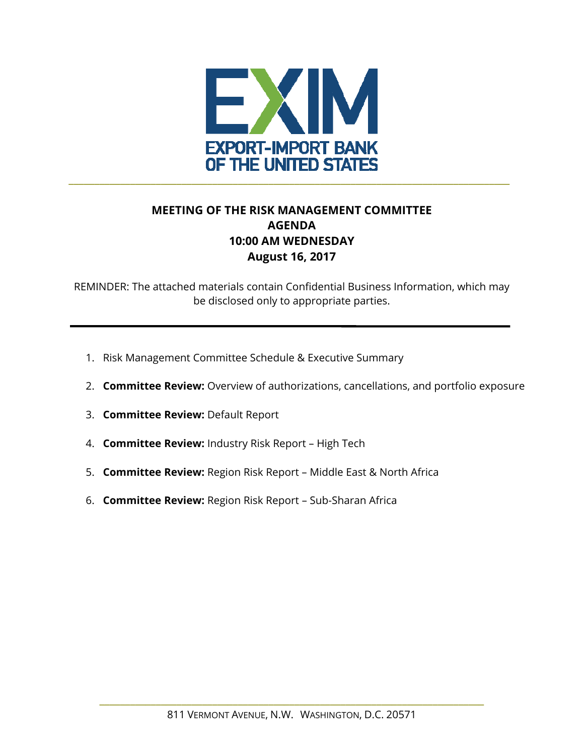EXIM

EXPORT-IMPORT BANK OF THE UNITED STATES

---

**MEETING OF THE RISK MANAGEMENT COMMITTEE**
**AGENDA**
**10:00 AM WEDNESDAY**
**August 16, 2017**

REMINDER: The attached materials contain Confidential Business Information, which may be disclosed only to appropriate parties.

---

1. Risk Management Committee Schedule & Executive Summary
2. **Committee Review:** Overview of authorizations, cancellations, and portfolio exposure
3. **Committee Review:** Default Report
4. **Committee Review:** Industry Risk Report – High Tech
5. **Committee Review:** Region Risk Report – Middle East & North Africa
6. **Committee Review:** Region Risk Report – Sub-Sharan Africa

811 VERMONT AVENUE, N.W. WASHINGTON, D.C. 20571